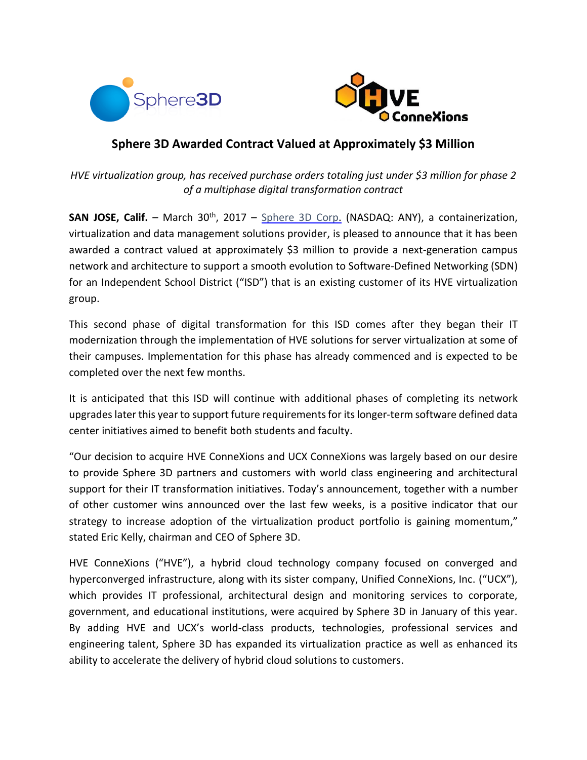# Sphere 3D Awarded Contract Valued at Approximately $3 Million

*HVE virtualization group, has received purchase orders totaling just under $3 million for phase 2 of a multiphase digital transformation contract*

**SAN JOSE, Calif.** – March 30th, 2017 – Sphere 3D Corp. (NASDAQ: ANY), a containerization, virtualization and data management solutions provider, is pleased to announce that it has been awarded a contract valued at approximately $3 million to provide a next-generation campus network and architecture to support a smooth evolution to Software-Defined Networking (SDN) for an Independent School District ("ISD") that is an existing customer of its HVE virtualization group.

This second phase of digital transformation for this ISD comes after they began their IT modernization through the implementation of HVE solutions for server virtualization at some of their campuses. Implementation for this phase has already commenced and is expected to be completed over the next few months.

It is anticipated that this ISD will continue with additional phases of completing its network upgrades later this year to support future requirements for its longer-term software defined data center initiatives aimed to benefit both students and faculty.

"Our decision to acquire HVE ConneXions and UCX ConneXions was largely based on our desire to provide Sphere 3D partners and customers with world class engineering and architectural support for their IT transformation initiatives. Today's announcement, together with a number of other customer wins announced over the last few weeks, is a positive indicator that our strategy to increase adoption of the virtualization product portfolio is gaining momentum," stated Eric Kelly, chairman and CEO of Sphere 3D.

HVE ConneXions ("HVE"), a hybrid cloud technology company focused on converged and hyperconverged infrastructure, along with its sister company, Unified ConneXions, Inc. ("UCX"), which provides IT professional, architectural design and monitoring services to corporate, government, and educational institutions, were acquired by Sphere 3D in January of this year. By adding HVE and UCX's world-class products, technologies, professional services and engineering talent, Sphere 3D has expanded its virtualization practice as well as enhanced its ability to accelerate the delivery of hybrid cloud solutions to customers.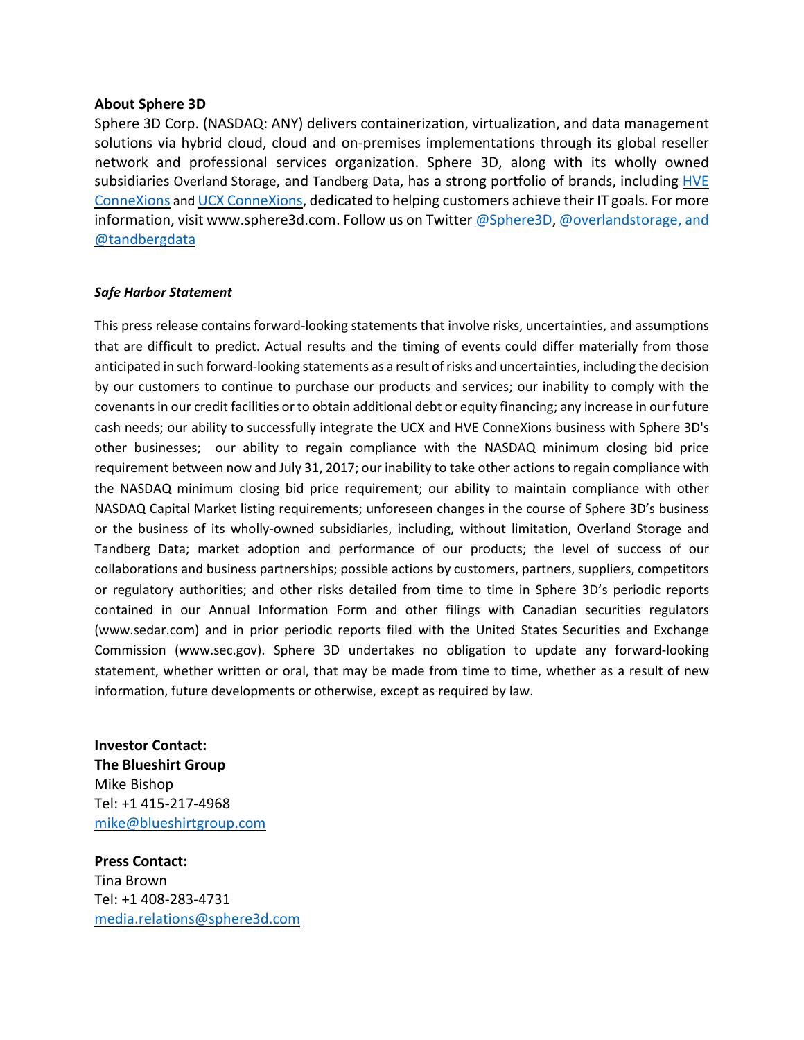**About Sphere 3D**

Sphere 3D Corp. (NASDAQ: ANY) delivers containerization, virtualization, and data management solutions via hybrid cloud, cloud and on-premises implementations through its global reseller network and professional services organization. Sphere 3D, along with its wholly owned subsidiaries Overland Storage, and Tandberg Data, has a strong portfolio of brands, including HVE ConneXions and UCX ConneXions, dedicated to helping customers achieve their IT goals. For more information, visit www.sphere3d.com. Follow us on Twitter @Sphere3D, @overlandstorage, and @tandbergdata

***Safe Harbor Statement***

This press release contains forward-looking statements that involve risks, uncertainties, and assumptions that are difficult to predict. Actual results and the timing of events could differ materially from those anticipated in such forward-looking statements as a result of risks and uncertainties, including the decision by our customers to continue to purchase our products and services; our inability to comply with the covenants in our credit facilities or to obtain additional debt or equity financing; any increase in our future cash needs; our ability to successfully integrate the UCX and HVE ConneXions business with Sphere 3D's other businesses; our ability to regain compliance with the NASDAQ minimum closing bid price requirement between now and July 31, 2017; our inability to take other actions to regain compliance with the NASDAQ minimum closing bid price requirement; our ability to maintain compliance with other NASDAQ Capital Market listing requirements; unforeseen changes in the course of Sphere 3D's business or the business of its wholly-owned subsidiaries, including, without limitation, Overland Storage and Tandberg Data; market adoption and performance of our products; the level of success of our collaborations and business partnerships; possible actions by customers, partners, suppliers, competitors or regulatory authorities; and other risks detailed from time to time in Sphere 3D's periodic reports contained in our Annual Information Form and other filings with Canadian securities regulators (www.sedar.com) and in prior periodic reports filed with the United States Securities and Exchange Commission (www.sec.gov). Sphere 3D undertakes no obligation to update any forward-looking statement, whether written or oral, that may be made from time to time, whether as a result of new information, future developments or otherwise, except as required by law.

**Investor Contact:**
**The Blueshirt Group**
Mike Bishop
Tel: +1 415-217-4968
mike@blueshirtgroup.com

**Press Contact:**
Tina Brown
Tel: +1 408-283-4731
media.relations@sphere3d.com